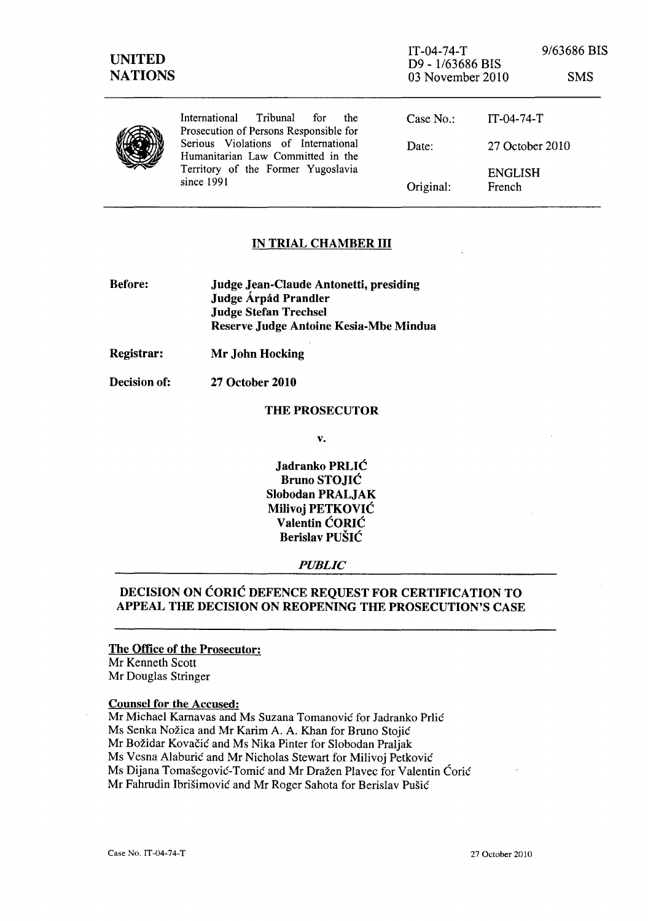**UNITED NATIONS**

IT-04-74-T
D9 - 1/63686 BIS
03 November 2010

9/63686 BIS

SMS

International Tribunal for the Prosecution of Persons Responsible for Serious Violations of International Humanitarian Law Committed in the Territory of the Former Yugoslavia since 1991

| | |
|---|---|
| Case No.: | IT-04-74-T |
| Date: | 27 October 2010 |
| | ENGLISH |
| Original: | French |

## IN TRIAL CHAMBER III

**Before:** **Judge Jean-Claude Antonetti, presiding**
**Judge Árpád Prandler**
**Judge Stefan Trechsel**
**Reserve Judge Antoine Kesia-Mbe Mindua**

**Registrar:** **Mr John Hocking**

**Decision of:** **27 October 2010**

**THE PROSECUTOR**

**v.**

**Jadranko PRLIĆ**
**Bruno STOJIĆ**
**Slobodan PRALJAK**
**Milivoj PETKOVIĆ**
**Valentin ĆORIĆ**
**Berislav PUŠIĆ**

***PUBLIC***

## DECISION ON ĆORIĆ DEFENCE REQUEST FOR CERTIFICATION TO APPEAL THE DECISION ON REOPENING THE PROSECUTION'S CASE

**The Office of the Prosecutor:**
Mr Kenneth Scott
Mr Douglas Stringer

**Counsel for the Accused:**
Mr Michael Karnavas and Ms Suzana Tomanović for Jadranko Prlić
Ms Senka Nožica and Mr Karim A. A. Khan for Bruno Stojić
Mr Božidar Kovačić and Ms Nika Pinter for Slobodan Praljak
Ms Vesna Alaburić and Mr Nicholas Stewart for Milivoj Petković
Ms Dijana Tomašegović-Tomić and Mr Dražen Plavec for Valentin Ćorić
Mr Fahrudin Ibrišimović and Mr Roger Sahota for Berislav Pušić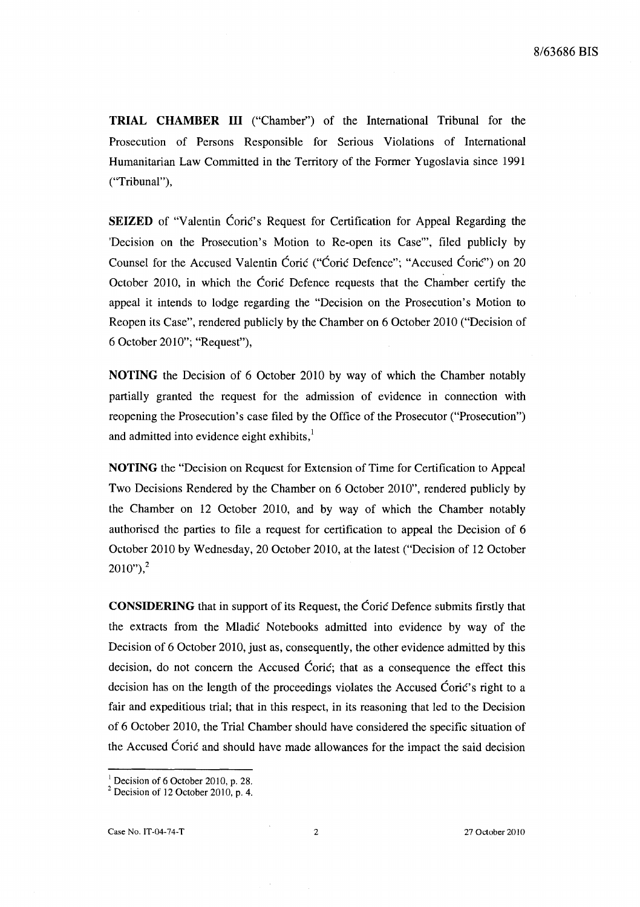**TRIAL CHAMBER III** ("Chamber") of the International Tribunal for the Prosecution of Persons Responsible for Serious Violations of International Humanitarian Law Committed in the Territory of the Former Yugoslavia since 1991 ("Tribunal"),

**SEIZED** of "Valentin Ćorić's Request for Certification for Appeal Regarding the 'Decision on the Prosecution's Motion to Re-open its Case'", filed publicly by Counsel for the Accused Valentin Ćorić ("Ćorić Defence"; "Accused Ćorić") on 20 October 2010, in which the Ćorić Defence requests that the Chamber certify the appeal it intends to lodge regarding the "Decision on the Prosecution's Motion to Reopen its Case", rendered publicly by the Chamber on 6 October 2010 ("Decision of 6 October 2010"; "Request"),

**NOTING** the Decision of 6 October 2010 by way of which the Chamber notably partially granted the request for the admission of evidence in connection with reopening the Prosecution's case filed by the Office of the Prosecutor ("Prosecution") and admitted into evidence eight exhibits,[1]

**NOTING** the "Decision on Request for Extension of Time for Certification to Appeal Two Decisions Rendered by the Chamber on 6 October 2010", rendered publicly by the Chamber on 12 October 2010, and by way of which the Chamber notably authorised the parties to file a request for certification to appeal the Decision of 6 October 2010 by Wednesday, 20 October 2010, at the latest ("Decision of 12 October 2010"),[2]

**CONSIDERING** that in support of its Request, the Ćorić Defence submits firstly that the extracts from the Mladić Notebooks admitted into evidence by way of the Decision of 6 October 2010, just as, consequently, the other evidence admitted by this decision, do not concern the Accused Ćorić; that as a consequence the effect this decision has on the length of the proceedings violates the Accused Ćorić's right to a fair and expeditious trial; that in this respect, in its reasoning that led to the Decision of 6 October 2010, the Trial Chamber should have considered the specific situation of the Accused Ćorić and should have made allowances for the impact the said decision

---

[1] Decision of 6 October 2010, p. 28.

[2] Decision of 12 October 2010, p. 4.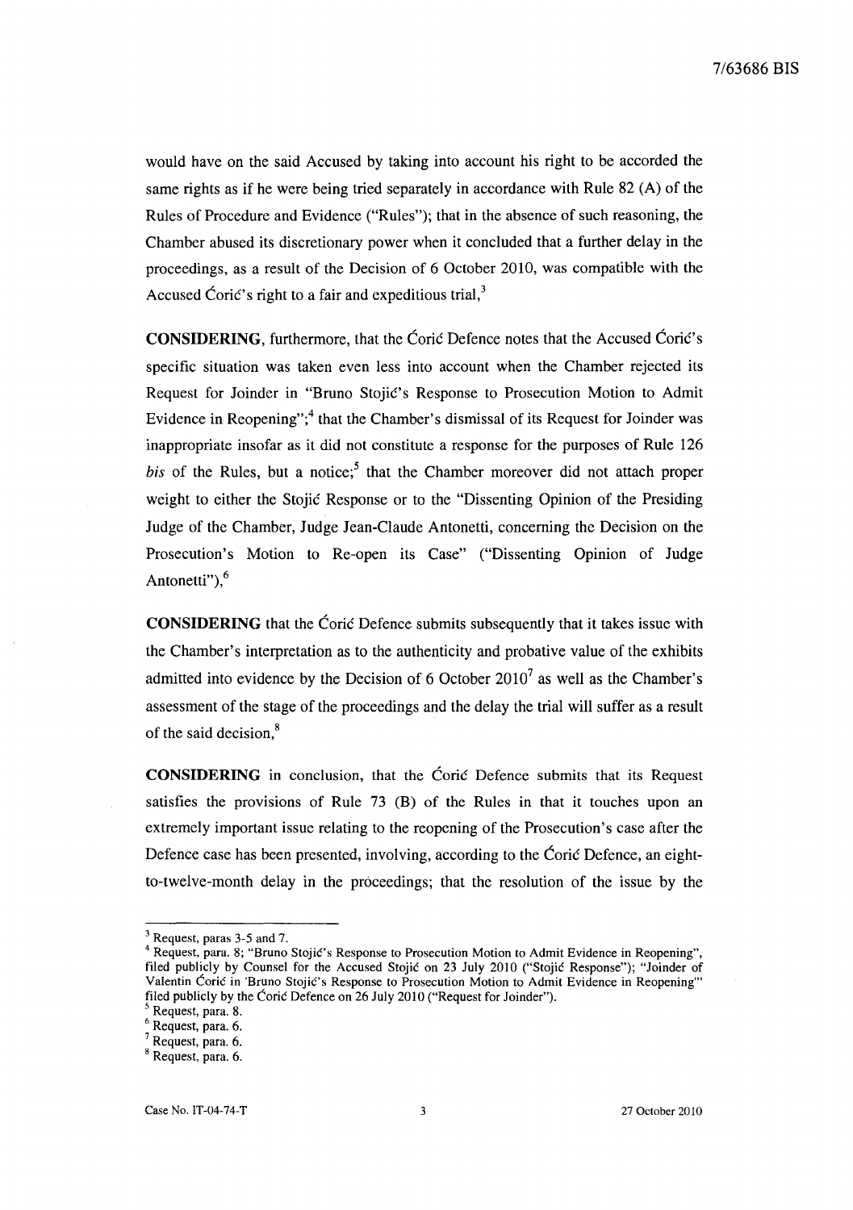would have on the said Accused by taking into account his right to be accorded the same rights as if he were being tried separately in accordance with Rule 82 (A) of the Rules of Procedure and Evidence ("Rules"); that in the absence of such reasoning, the Chamber abused its discretionary power when it concluded that a further delay in the proceedings, as a result of the Decision of 6 October 2010, was compatible with the Accused Ćorić's right to a fair and expeditious trial,[3]

**CONSIDERING**, furthermore, that the Ćorić Defence notes that the Accused Ćorić's specific situation was taken even less into account when the Chamber rejected its Request for Joinder in "Bruno Stojić's Response to Prosecution Motion to Admit Evidence in Reopening";[4] that the Chamber's dismissal of its Request for Joinder was inappropriate insofar as it did not constitute a response for the purposes of Rule 126 *bis* of the Rules, but a notice;[5] that the Chamber moreover did not attach proper weight to either the Stojić Response or to the "Dissenting Opinion of the Presiding Judge of the Chamber, Judge Jean-Claude Antonetti, concerning the Decision on the Prosecution's Motion to Re-open its Case" ("Dissenting Opinion of Judge Antonetti"),[6]

**CONSIDERING** that the Ćorić Defence submits subsequently that it takes issue with the Chamber's interpretation as to the authenticity and probative value of the exhibits admitted into evidence by the Decision of 6 October 2010[7] as well as the Chamber's assessment of the stage of the proceedings and the delay the trial will suffer as a result of the said decision,[8]

**CONSIDERING** in conclusion, that the Ćorić Defence submits that its Request satisfies the provisions of Rule 73 (B) of the Rules in that it touches upon an extremely important issue relating to the reopening of the Prosecution's case after the Defence case has been presented, involving, according to the Ćorić Defence, an eight-to-twelve-month delay in the proceedings; that the resolution of the issue by the

---

[3] Request, paras 3-5 and 7.

[4] Request, para. 8; "Bruno Stojić's Response to Prosecution Motion to Admit Evidence in Reopening", filed publicly by Counsel for the Accused Stojić on 23 July 2010 ("Stojić Response"); "Joinder of Valentin Ćorić in 'Bruno Stojić's Response to Prosecution Motion to Admit Evidence in Reopening'" filed publicly by the Ćorić Defence on 26 July 2010 ("Request for Joinder").

[5] Request, para. 8.

[6] Request, para. 6.

[7] Request, para. 6.

[8] Request, para. 6.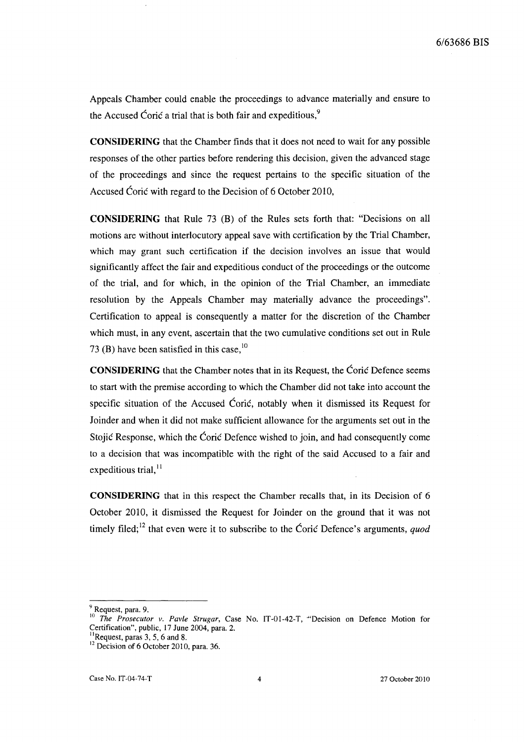Appeals Chamber could enable the proceedings to advance materially and ensure to the Accused Ćorić a trial that is both fair and expeditious,[9]

**CONSIDERING** that the Chamber finds that it does not need to wait for any possible responses of the other parties before rendering this decision, given the advanced stage of the proceedings and since the request pertains to the specific situation of the Accused Ćorić with regard to the Decision of 6 October 2010,

**CONSIDERING** that Rule 73 (B) of the Rules sets forth that: "Decisions on all motions are without interlocutory appeal save with certification by the Trial Chamber, which may grant such certification if the decision involves an issue that would significantly affect the fair and expeditious conduct of the proceedings or the outcome of the trial, and for which, in the opinion of the Trial Chamber, an immediate resolution by the Appeals Chamber may materially advance the proceedings". Certification to appeal is consequently a matter for the discretion of the Chamber which must, in any event, ascertain that the two cumulative conditions set out in Rule 73 (B) have been satisfied in this case,[10]

**CONSIDERING** that the Chamber notes that in its Request, the Ćorić Defence seems to start with the premise according to which the Chamber did not take into account the specific situation of the Accused Ćorić, notably when it dismissed its Request for Joinder and when it did not make sufficient allowance for the arguments set out in the Stojić Response, which the Ćorić Defence wished to join, and had consequently come to a decision that was incompatible with the right of the said Accused to a fair and expeditious trial,[11]

**CONSIDERING** that in this respect the Chamber recalls that, in its Decision of 6 October 2010, it dismissed the Request for Joinder on the ground that it was not timely filed;[12] that even were it to subscribe to the Ćorić Defence's arguments, *quod*

---

[9] Request, para. 9.

[10] *The Prosecutor v. Pavle Strugar*, Case No. IT-01-42-T, "Decision on Defence Motion for Certification", public, 17 June 2004, para. 2.

[11] Request, paras 3, 5, 6 and 8.

[12] Decision of 6 October 2010, para. 36.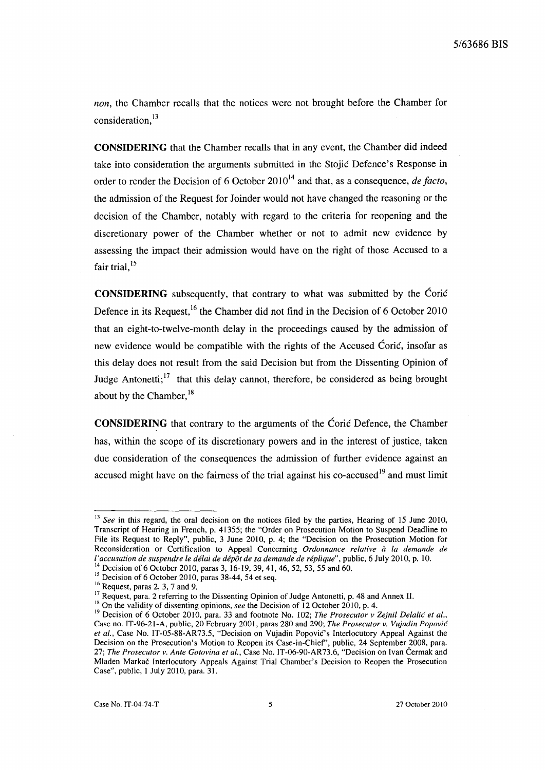*non*, the Chamber recalls that the notices were not brought before the Chamber for consideration,[13]

**CONSIDERING** that the Chamber recalls that in any event, the Chamber did indeed take into consideration the arguments submitted in the Stojić Defence's Response in order to render the Decision of 6 October 2010[14] and that, as a consequence, *de facto*, the admission of the Request for Joinder would not have changed the reasoning or the decision of the Chamber, notably with regard to the criteria for reopening and the discretionary power of the Chamber whether or not to admit new evidence by assessing the impact their admission would have on the right of those Accused to a fair trial,[15]

**CONSIDERING** subsequently, that contrary to what was submitted by the Ćorić Defence in its Request,[16] the Chamber did not find in the Decision of 6 October 2010 that an eight-to-twelve-month delay in the proceedings caused by the admission of new evidence would be compatible with the rights of the Accused Ćorić, insofar as this delay does not result from the said Decision but from the Dissenting Opinion of Judge Antonetti;[17] that this delay cannot, therefore, be considered as being brought about by the Chamber,[18]

**CONSIDERING** that contrary to the arguments of the Ćorić Defence, the Chamber has, within the scope of its discretionary powers and in the interest of justice, taken due consideration of the consequences the admission of further evidence against an accused might have on the fairness of the trial against his co-accused[19] and must limit

---

[13] *See* in this regard, the oral decision on the notices filed by the parties, Hearing of 15 June 2010, Transcript of Hearing in French, p. 41355; the "Order on Prosecution Motion to Suspend Deadline to File its Request to Reply", public, 3 June 2010, p. 4; the "Decision on the Prosecution Motion for Reconsideration or Certification to Appeal Concerning *Ordonnance relative à la demande de l'accusation de suspendre le délai de dépôt de sa demande de réplique*", public, 6 July 2010, p. 10.

[14] Decision of 6 October 2010, paras 3, 16-19, 39, 41, 46, 52, 53, 55 and 60.

[15] Decision of 6 October 2010, paras 38-44, 54 et seq.

[16] Request, paras 2, 3, 7 and 9.

[17] Request, para. 2 referring to the Dissenting Opinion of Judge Antonetti, p. 48 and Annex II.

[18] On the validity of dissenting opinions, *see* the Decision of 12 October 2010, p. 4.

[19] Decision of 6 October 2010, para. 33 and footnote No. 102; *The Prosecutor v Zejnil Delalić et al.*, Case no. IT-96-21-A, public, 20 February 2001, paras 280 and 290; *The Prosecutor v. Vujadin Popović et al.*, Case No. IT-05-88-AR73.5, "Decision on Vujadin Popović's Interlocutory Appeal Against the Decision on the Prosecution's Motion to Reopen its Case-in-Chief", public, 24 September 2008, para. 27; *The Prosecutor v. Ante Gotovina et al.*, Case No. IT-06-90-AR73.6, "Decision on Ivan Čermak and Mladen Markač Interlocutory Appeals Against Trial Chamber's Decision to Reopen the Prosecution Case", public, 1 July 2010, para. 31.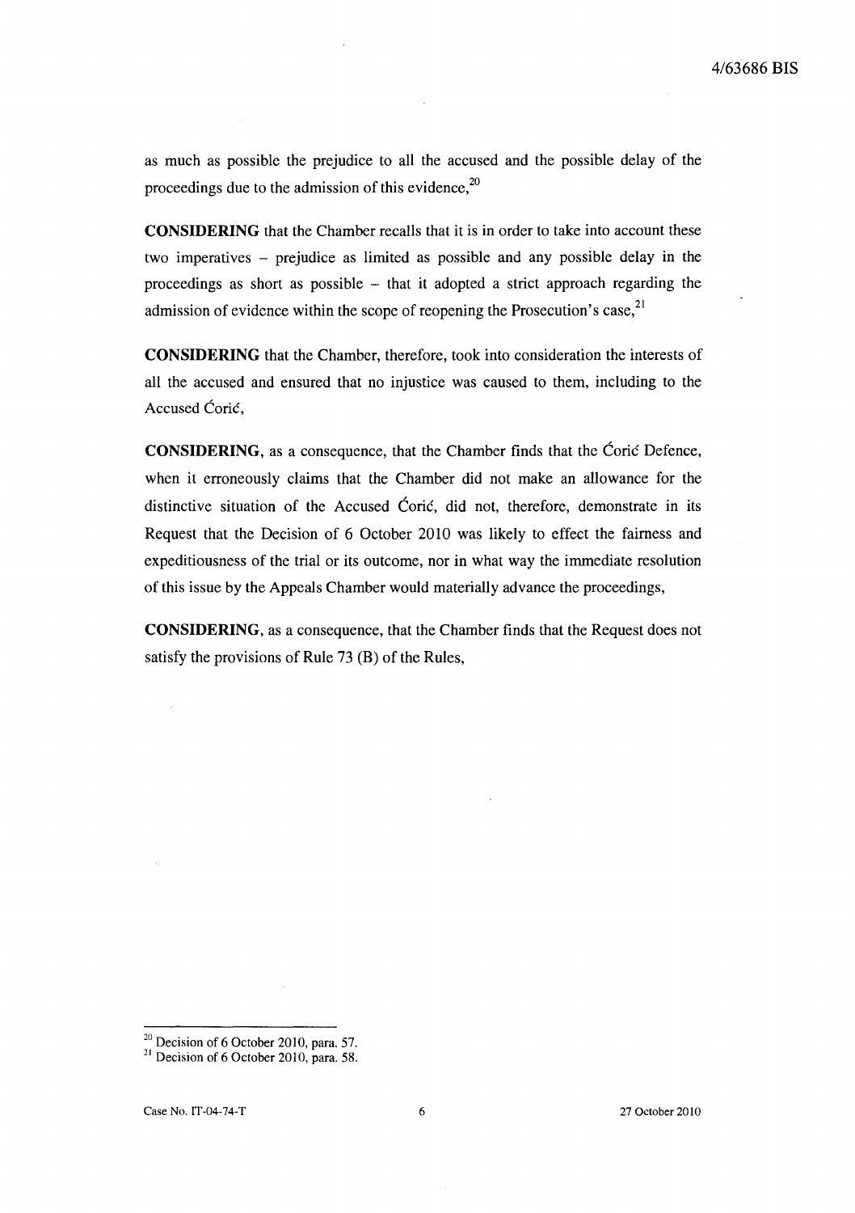as much as possible the prejudice to all the accused and the possible delay of the proceedings due to the admission of this evidence,[20]

**CONSIDERING** that the Chamber recalls that it is in order to take into account these two imperatives – prejudice as limited as possible and any possible delay in the proceedings as short as possible – that it adopted a strict approach regarding the admission of evidence within the scope of reopening the Prosecution's case,[21]

**CONSIDERING** that the Chamber, therefore, took into consideration the interests of all the accused and ensured that no injustice was caused to them, including to the Accused Ćorić,

**CONSIDERING**, as a consequence, that the Chamber finds that the Ćorić Defence, when it erroneously claims that the Chamber did not make an allowance for the distinctive situation of the Accused Ćorić, did not, therefore, demonstrate in its Request that the Decision of 6 October 2010 was likely to effect the fairness and expeditiousness of the trial or its outcome, nor in what way the immediate resolution of this issue by the Appeals Chamber would materially advance the proceedings,

**CONSIDERING**, as a consequence, that the Chamber finds that the Request does not satisfy the provisions of Rule 73 (B) of the Rules,

---

[20] Decision of 6 October 2010, para. 57.

[21] Decision of 6 October 2010, para. 58.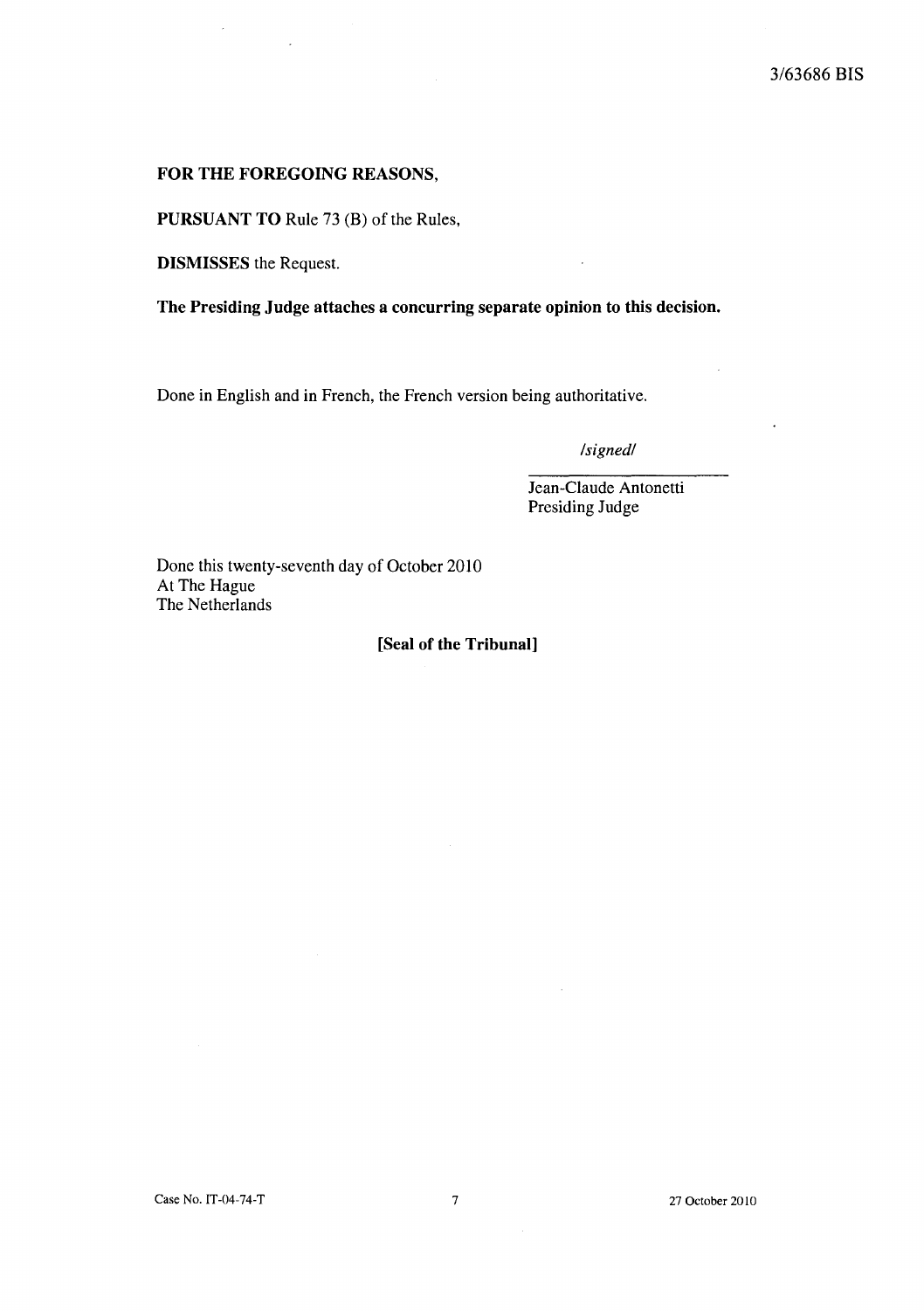**FOR THE FOREGOING REASONS,**

**PURSUANT TO** Rule 73 (B) of the Rules,

**DISMISSES** the Request.

**The Presiding Judge attaches a concurring separate opinion to this decision.**

Done in English and in French, the French version being authoritative.

*/signed/*

Jean-Claude Antonetti
Presiding Judge

Done this twenty-seventh day of October 2010
At The Hague
The Netherlands

**[Seal of the Tribunal]**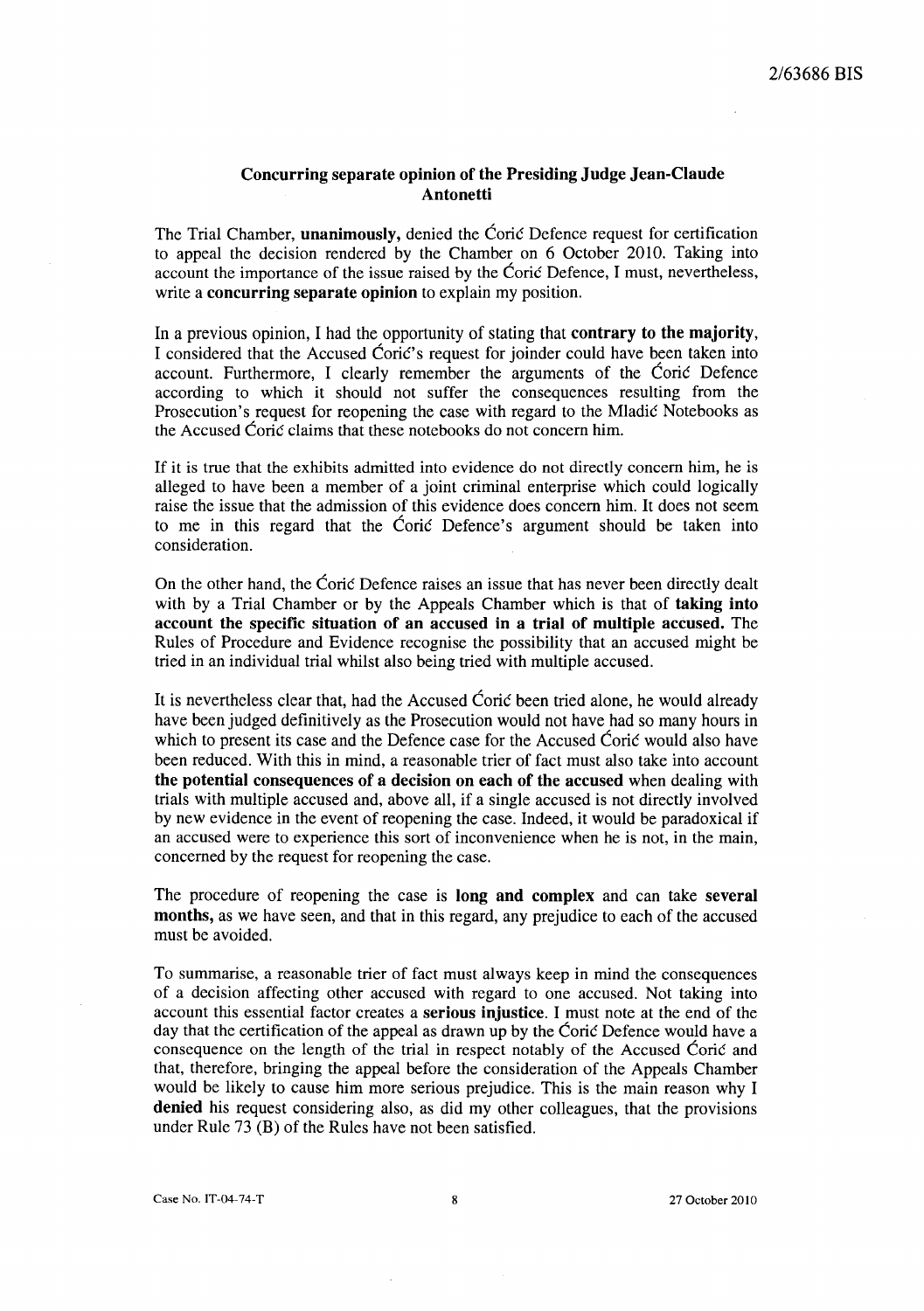## Concurring separate opinion of the Presiding Judge Jean-Claude Antonetti

The Trial Chamber, **unanimously,** denied the Ćorić Defence request for certification to appeal the decision rendered by the Chamber on 6 October 2010. Taking into account the importance of the issue raised by the Ćorić Defence, I must, nevertheless, write a **concurring separate opinion** to explain my position.

In a previous opinion, I had the opportunity of stating that **contrary to the majority**, I considered that the Accused Ćorić's request for joinder could have been taken into account. Furthermore, I clearly remember the arguments of the Ćorić Defence according to which it should not suffer the consequences resulting from the Prosecution's request for reopening the case with regard to the Mladić Notebooks as the Accused Ćorić claims that these notebooks do not concern him.

If it is true that the exhibits admitted into evidence do not directly concern him, he is alleged to have been a member of a joint criminal enterprise which could logically raise the issue that the admission of this evidence does concern him. It does not seem to me in this regard that the Ćorić Defence's argument should be taken into consideration.

On the other hand, the Ćorić Defence raises an issue that has never been directly dealt with by a Trial Chamber or by the Appeals Chamber which is that of **taking into account the specific situation of an accused in a trial of multiple accused.** The Rules of Procedure and Evidence recognise the possibility that an accused might be tried in an individual trial whilst also being tried with multiple accused.

It is nevertheless clear that, had the Accused Ćorić been tried alone, he would already have been judged definitively as the Prosecution would not have had so many hours in which to present its case and the Defence case for the Accused Ćorić would also have been reduced. With this in mind, a reasonable trier of fact must also take into account **the potential consequences of a decision on each of the accused** when dealing with trials with multiple accused and, above all, if a single accused is not directly involved by new evidence in the event of reopening the case. Indeed, it would be paradoxical if an accused were to experience this sort of inconvenience when he is not, in the main, concerned by the request for reopening the case.

The procedure of reopening the case is **long and complex** and can take **several months,** as we have seen, and that in this regard, any prejudice to each of the accused must be avoided.

To summarise, a reasonable trier of fact must always keep in mind the consequences of a decision affecting other accused with regard to one accused. Not taking into account this essential factor creates a **serious injustice.** I must note at the end of the day that the certification of the appeal as drawn up by the Ćorić Defence would have a consequence on the length of the trial in respect notably of the Accused Ćorić and that, therefore, bringing the appeal before the consideration of the Appeals Chamber would be likely to cause him more serious prejudice. This is the main reason why I **denied** his request considering also, as did my other colleagues, that the provisions under Rule 73 (B) of the Rules have not been satisfied.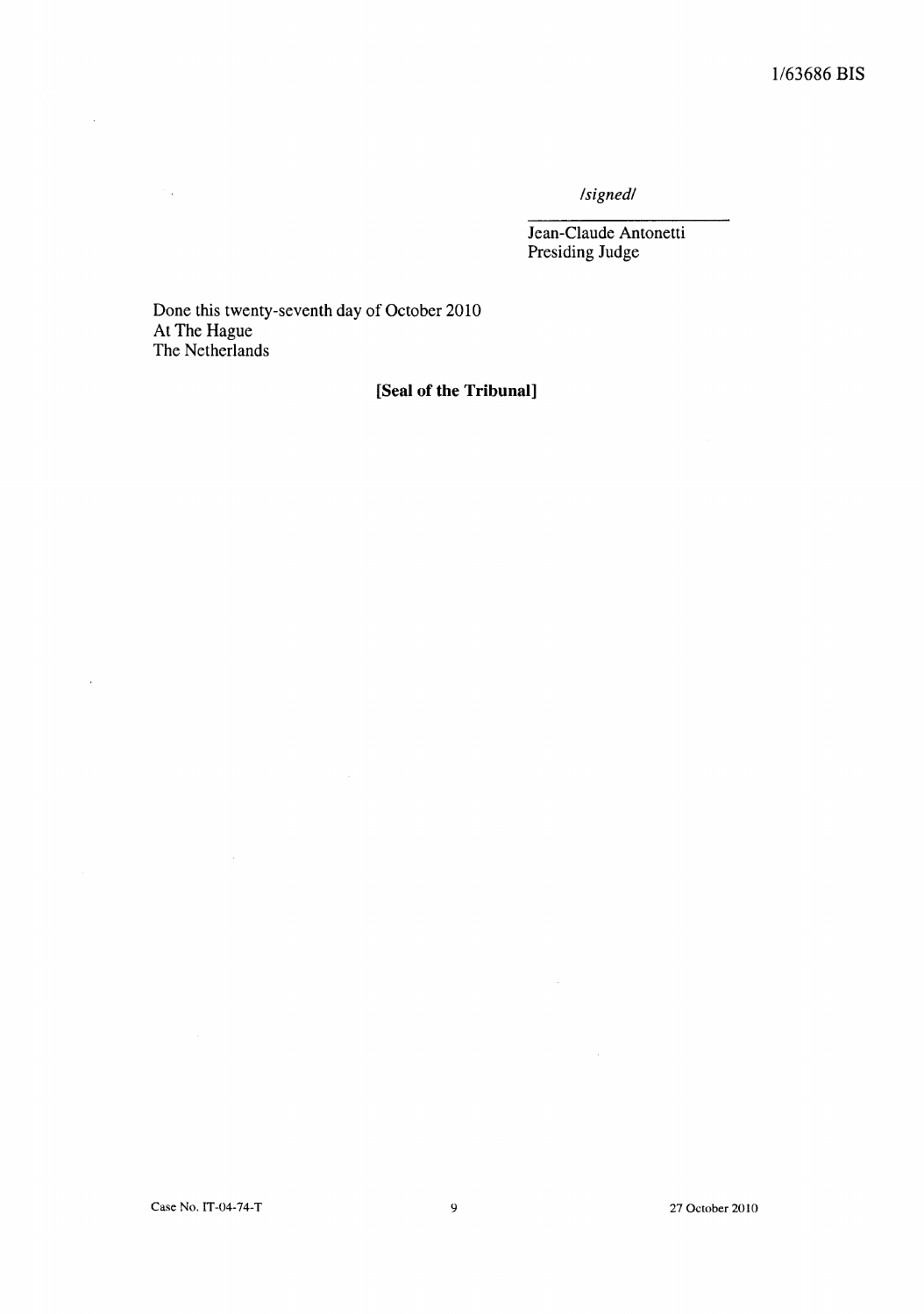*/signed/*

Jean-Claude Antonetti
Presiding Judge

Done this twenty-seventh day of October 2010
At The Hague
The Netherlands

**[Seal of the Tribunal]**